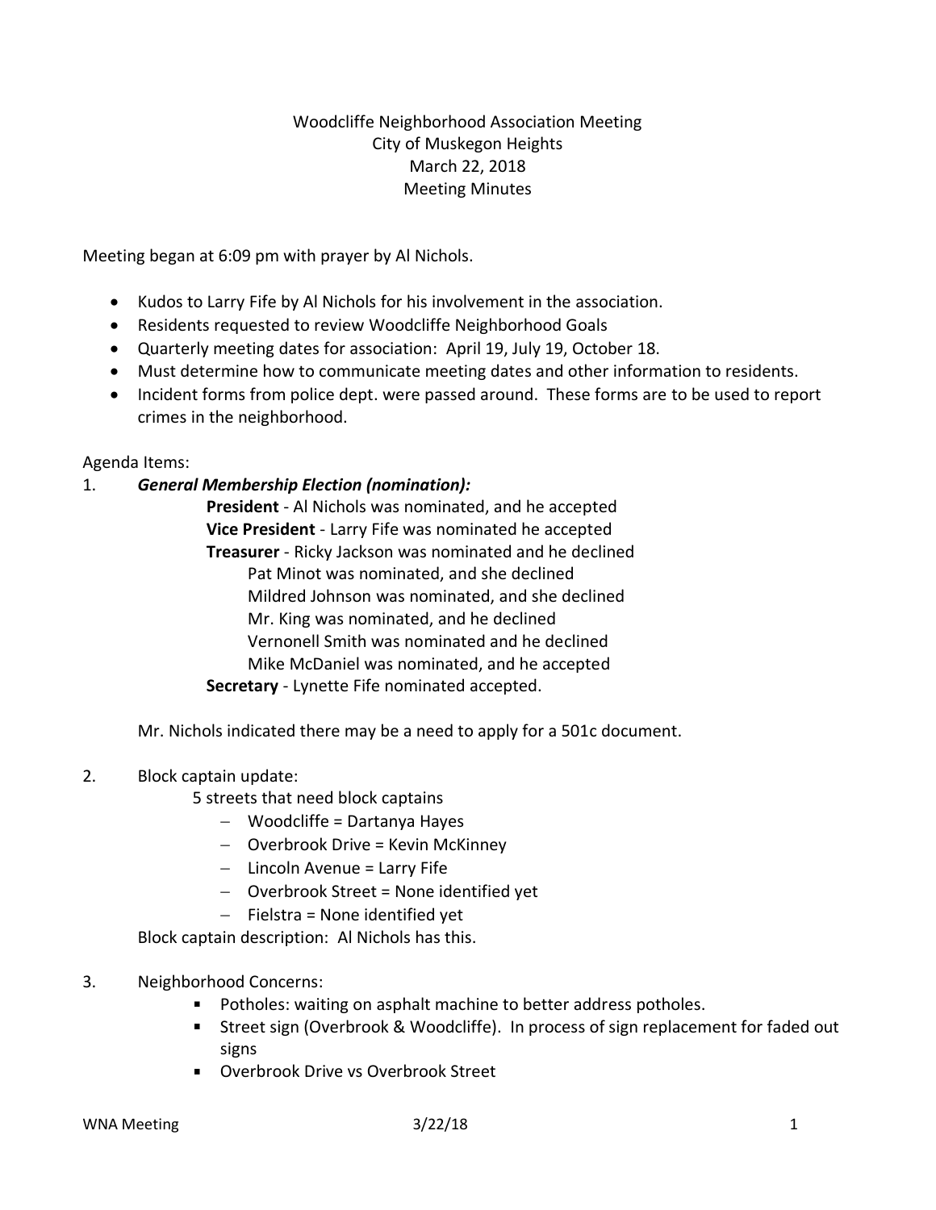# Woodcliffe Neighborhood Association Meeting
## City of Muskegon Heights
## March 22, 2018
## Meeting Minutes

Meeting began at 6:09 pm with prayer by Al Nichols.

- Kudos to Larry Fife by Al Nichols for his involvement in the association.
- Residents requested to review Woodcliffe Neighborhood Goals
- Quarterly meeting dates for association: April 19, July 19, October 18.
- Must determine how to communicate meeting dates and other information to residents.
- Incident forms from police dept. were passed around. These forms are to be used to report crimes in the neighborhood.

Agenda Items:

1. ***General Membership Election (nomination):***

   **President** - Al Nichols was nominated, and he accepted
   **Vice President** - Larry Fife was nominated he accepted
   **Treasurer** - Ricky Jackson was nominated and he declined
   Pat Minot was nominated, and she declined
   Mildred Johnson was nominated, and she declined
   Mr. King was nominated, and he declined
   Vernonell Smith was nominated and he declined
   Mike McDaniel was nominated, and he accepted
   **Secretary** - Lynette Fife nominated accepted.

   Mr. Nichols indicated there may be a need to apply for a 501c document.

2. Block captain update:

   5 streets that need block captains
   - Woodcliffe = Dartanya Hayes
   - Overbrook Drive = Kevin McKinney
   - Lincoln Avenue = Larry Fife
   - Overbrook Street = None identified yet
   - Fielstra = None identified yet

   Block captain description: Al Nichols has this.

3. Neighborhood Concerns:
   - Potholes: waiting on asphalt machine to better address potholes.
   - Street sign (Overbrook & Woodcliffe). In process of sign replacement for faded out signs
   - Overbrook Drive vs Overbrook Street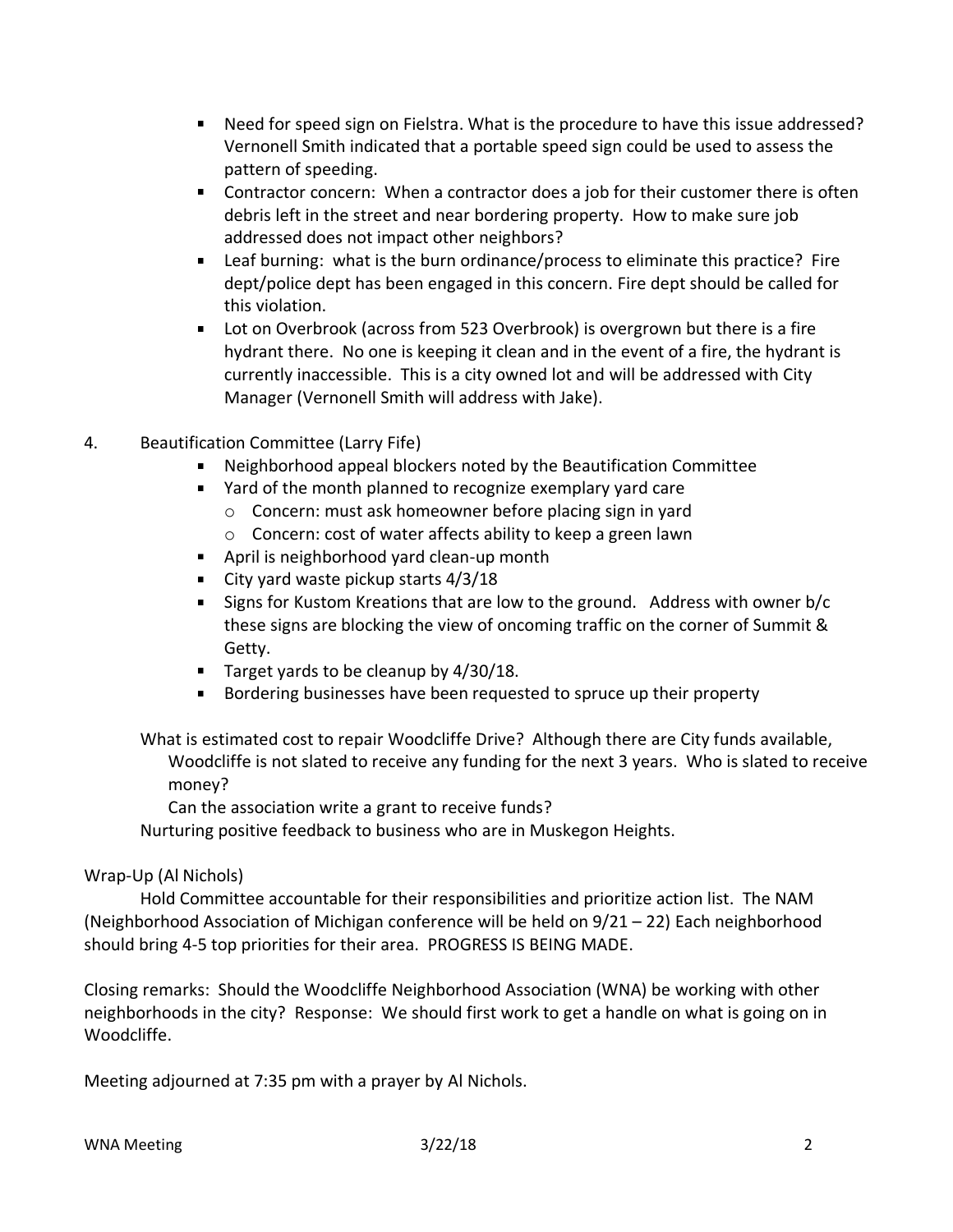- Need for speed sign on Fielstra. What is the procedure to have this issue addressed? Vernonell Smith indicated that a portable speed sign could be used to assess the pattern of speeding.
- Contractor concern: When a contractor does a job for their customer there is often debris left in the street and near bordering property. How to make sure job addressed does not impact other neighbors?
- Leaf burning: what is the burn ordinance/process to eliminate this practice? Fire dept/police dept has been engaged in this concern. Fire dept should be called for this violation.
- Lot on Overbrook (across from 523 Overbrook) is overgrown but there is a fire hydrant there. No one is keeping it clean and in the event of a fire, the hydrant is currently inaccessible. This is a city owned lot and will be addressed with City Manager (Vernonell Smith will address with Jake).

4. Beautification Committee (Larry Fife)
   - Neighborhood appeal blockers noted by the Beautification Committee
   - Yard of the month planned to recognize exemplary yard care
     - Concern: must ask homeowner before placing sign in yard
     - Concern: cost of water affects ability to keep a green lawn
   - April is neighborhood yard clean-up month
   - City yard waste pickup starts 4/3/18
   - Signs for Kustom Kreations that are low to the ground. Address with owner b/c these signs are blocking the view of oncoming traffic on the corner of Summit & Getty.
   - Target yards to be cleanup by 4/30/18.
   - Bordering businesses have been requested to spruce up their property

What is estimated cost to repair Woodcliffe Drive? Although there are City funds available, Woodcliffe is not slated to receive any funding for the next 3 years. Who is slated to receive money?

Can the association write a grant to receive funds?

Nurturing positive feedback to business who are in Muskegon Heights.

Wrap-Up (Al Nichols)

Hold Committee accountable for their responsibilities and prioritize action list. The NAM (Neighborhood Association of Michigan conference will be held on 9/21 – 22) Each neighborhood should bring 4-5 top priorities for their area. PROGRESS IS BEING MADE.

Closing remarks: Should the Woodcliffe Neighborhood Association (WNA) be working with other neighborhoods in the city? Response: We should first work to get a handle on what is going on in Woodcliffe.

Meeting adjourned at 7:35 pm with a prayer by Al Nichols.